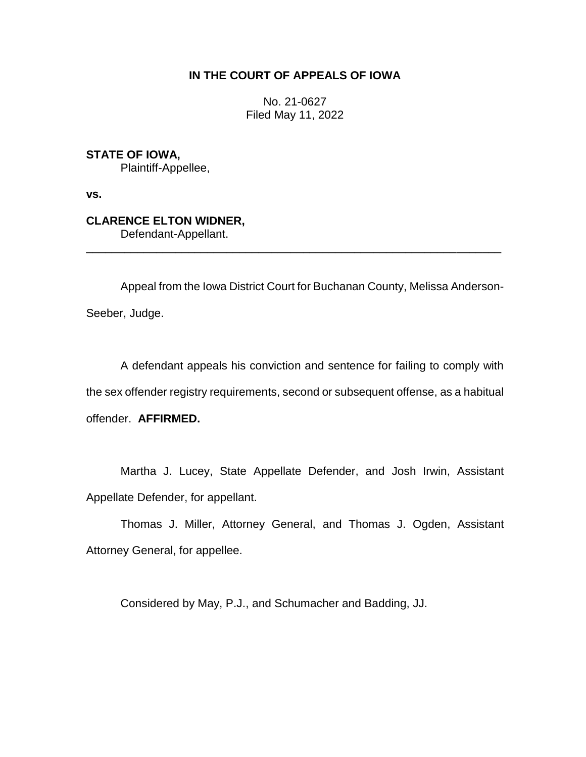# IN THE COURT OF APPEALS OF IOWA

No. 21-0627
Filed May 11, 2022

**STATE OF IOWA,**
Plaintiff-Appellee,

**vs.**

**CLARENCE ELTON WIDNER,**
Defendant-Appellant.

---

Appeal from the Iowa District Court for Buchanan County, Melissa Anderson-Seeber, Judge.

A defendant appeals his conviction and sentence for failing to comply with the sex offender registry requirements, second or subsequent offense, as a habitual offender. **AFFIRMED.**

Martha J. Lucey, State Appellate Defender, and Josh Irwin, Assistant Appellate Defender, for appellant.

Thomas J. Miller, Attorney General, and Thomas J. Ogden, Assistant Attorney General, for appellee.

Considered by May, P.J., and Schumacher and Badding, JJ.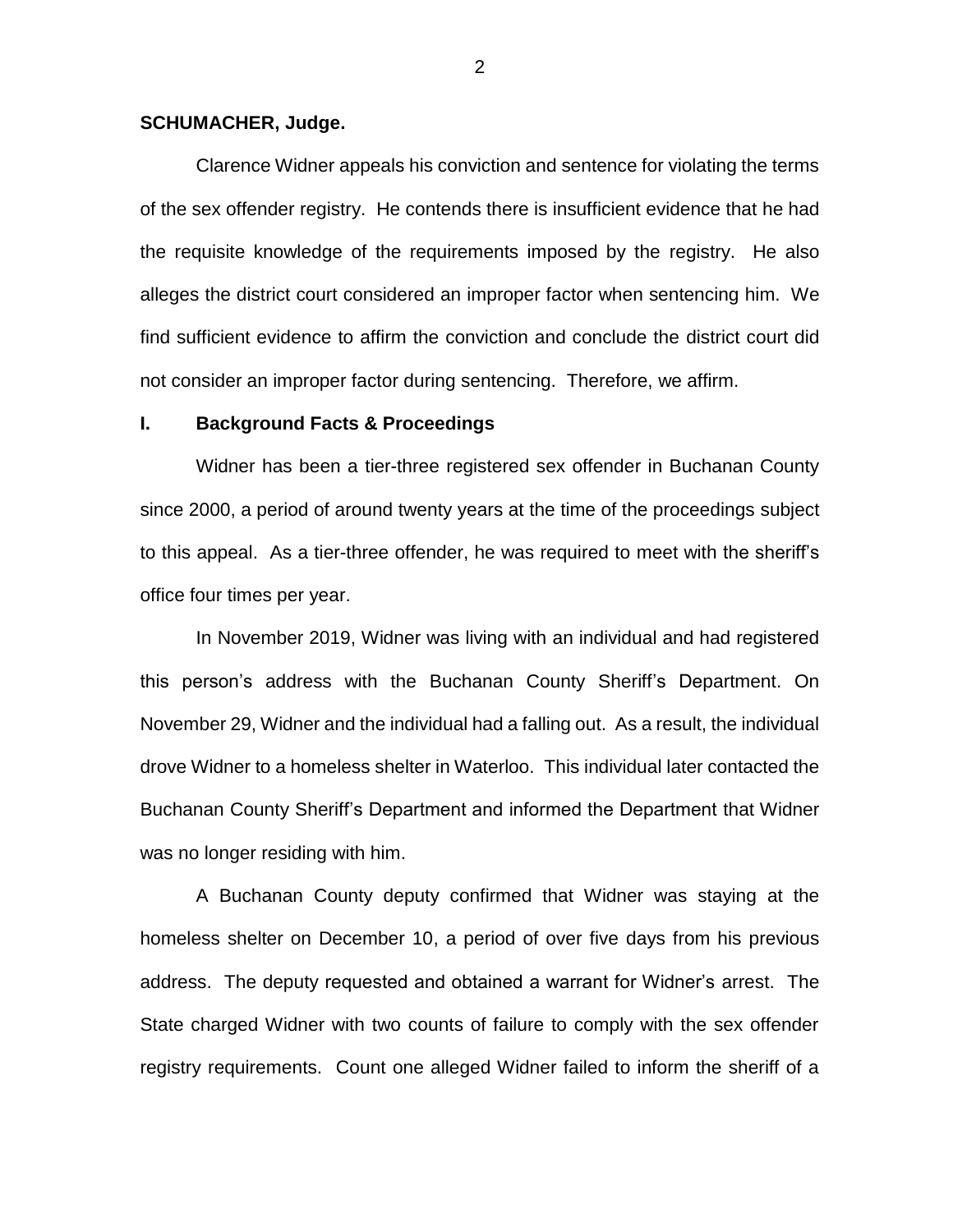**SCHUMACHER, Judge.**

Clarence Widner appeals his conviction and sentence for violating the terms of the sex offender registry. He contends there is insufficient evidence that he had the requisite knowledge of the requirements imposed by the registry. He also alleges the district court considered an improper factor when sentencing him. We find sufficient evidence to affirm the conviction and conclude the district court did not consider an improper factor during sentencing. Therefore, we affirm.

## I. Background Facts & Proceedings

Widner has been a tier-three registered sex offender in Buchanan County since 2000, a period of around twenty years at the time of the proceedings subject to this appeal. As a tier-three offender, he was required to meet with the sheriff's office four times per year.

In November 2019, Widner was living with an individual and had registered this person's address with the Buchanan County Sheriff's Department. On November 29, Widner and the individual had a falling out. As a result, the individual drove Widner to a homeless shelter in Waterloo. This individual later contacted the Buchanan County Sheriff's Department and informed the Department that Widner was no longer residing with him.

A Buchanan County deputy confirmed that Widner was staying at the homeless shelter on December 10, a period of over five days from his previous address. The deputy requested and obtained a warrant for Widner's arrest. The State charged Widner with two counts of failure to comply with the sex offender registry requirements. Count one alleged Widner failed to inform the sheriff of a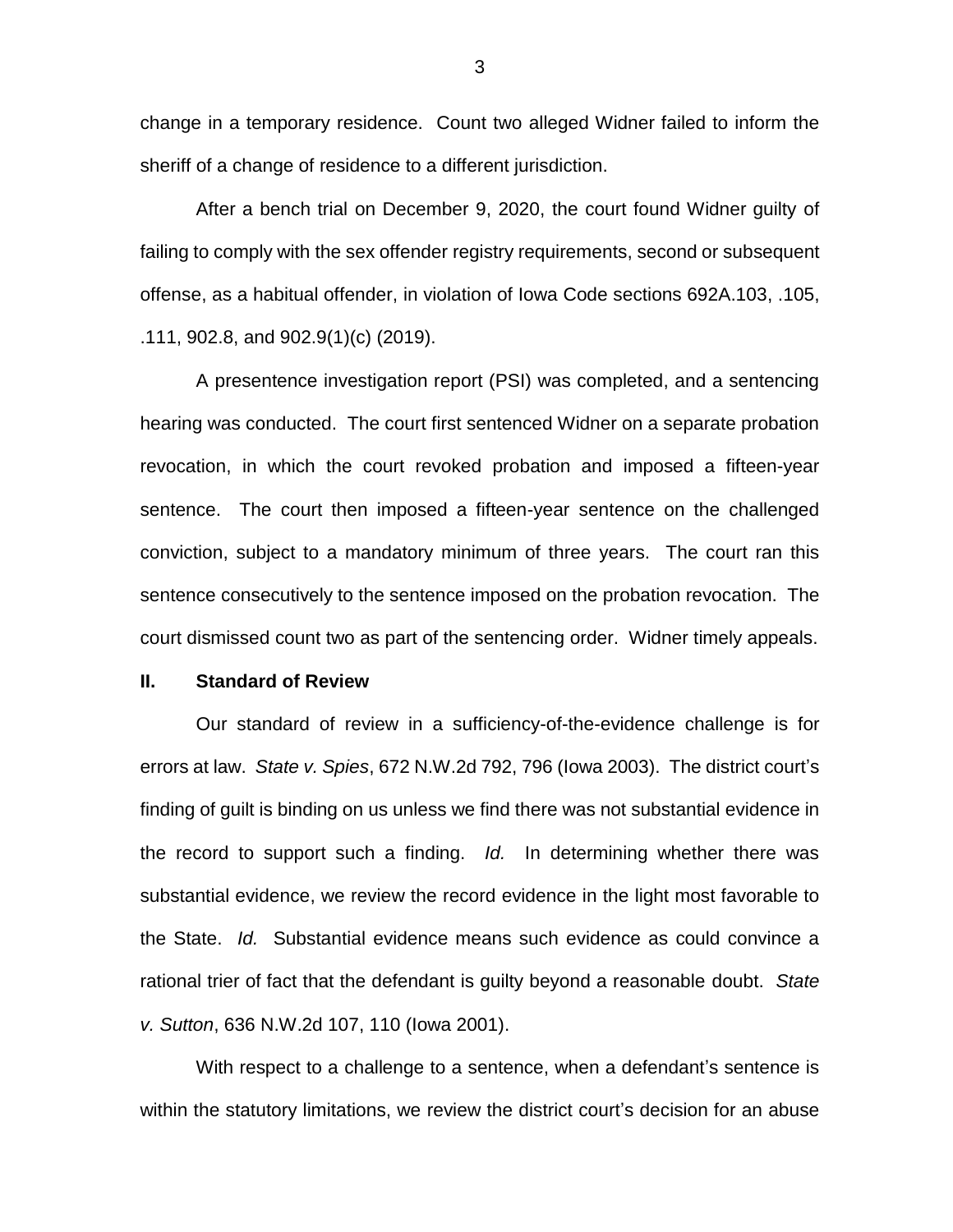change in a temporary residence. Count two alleged Widner failed to inform the sheriff of a change of residence to a different jurisdiction.

After a bench trial on December 9, 2020, the court found Widner guilty of failing to comply with the sex offender registry requirements, second or subsequent offense, as a habitual offender, in violation of Iowa Code sections 692A.103, .105, .111, 902.8, and 902.9(1)(c) (2019).

A presentence investigation report (PSI) was completed, and a sentencing hearing was conducted. The court first sentenced Widner on a separate probation revocation, in which the court revoked probation and imposed a fifteen-year sentence. The court then imposed a fifteen-year sentence on the challenged conviction, subject to a mandatory minimum of three years. The court ran this sentence consecutively to the sentence imposed on the probation revocation. The court dismissed count two as part of the sentencing order. Widner timely appeals.

## II. Standard of Review

Our standard of review in a sufficiency-of-the-evidence challenge is for errors at law. *State v. Spies*, 672 N.W.2d 792, 796 (Iowa 2003). The district court's finding of guilt is binding on us unless we find there was not substantial evidence in the record to support such a finding. *Id.* In determining whether there was substantial evidence, we review the record evidence in the light most favorable to the State. *Id.* Substantial evidence means such evidence as could convince a rational trier of fact that the defendant is guilty beyond a reasonable doubt. *State v. Sutton*, 636 N.W.2d 107, 110 (Iowa 2001).

With respect to a challenge to a sentence, when a defendant's sentence is within the statutory limitations, we review the district court's decision for an abuse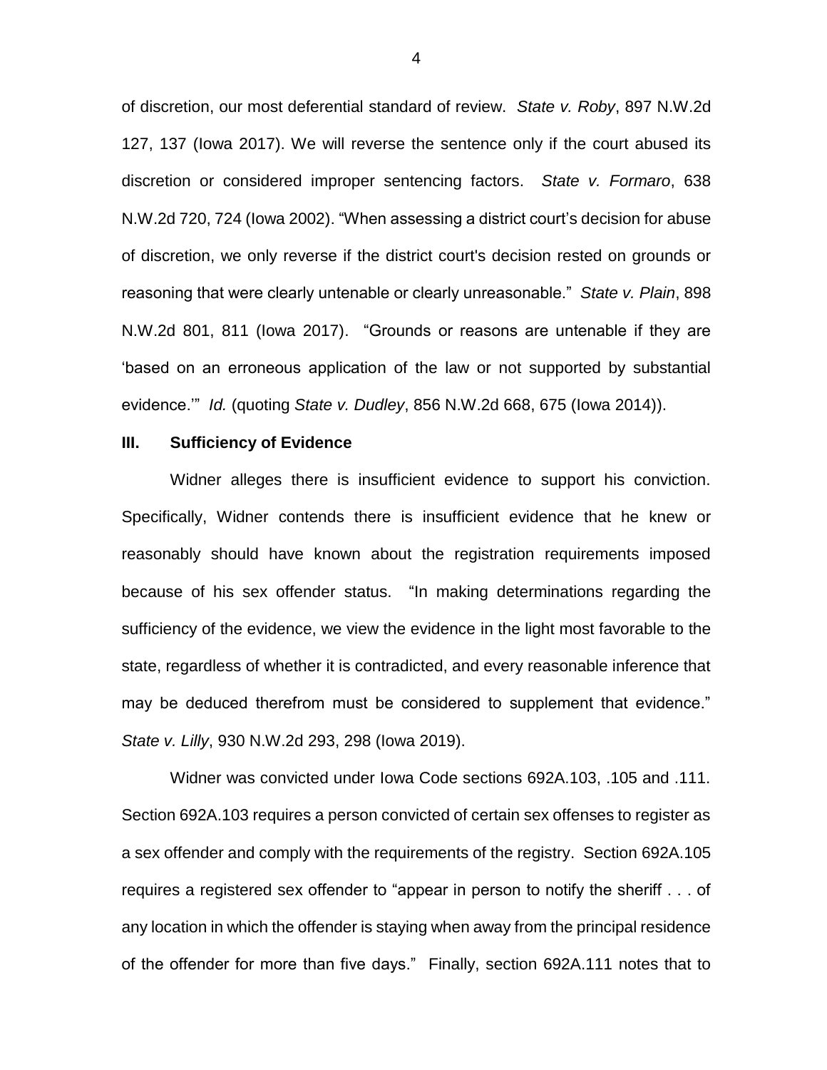of discretion, our most deferential standard of review. *State v. Roby*, 897 N.W.2d 127, 137 (Iowa 2017). We will reverse the sentence only if the court abused its discretion or considered improper sentencing factors. *State v. Formaro*, 638 N.W.2d 720, 724 (Iowa 2002). "When assessing a district court's decision for abuse of discretion, we only reverse if the district court's decision rested on grounds or reasoning that were clearly untenable or clearly unreasonable." *State v. Plain*, 898 N.W.2d 801, 811 (Iowa 2017). "Grounds or reasons are untenable if they are 'based on an erroneous application of the law or not supported by substantial evidence.'" *Id.* (quoting *State v. Dudley*, 856 N.W.2d 668, 675 (Iowa 2014)).

## III. Sufficiency of Evidence

Widner alleges there is insufficient evidence to support his conviction. Specifically, Widner contends there is insufficient evidence that he knew or reasonably should have known about the registration requirements imposed because of his sex offender status. "In making determinations regarding the sufficiency of the evidence, we view the evidence in the light most favorable to the state, regardless of whether it is contradicted, and every reasonable inference that may be deduced therefrom must be considered to supplement that evidence." *State v. Lilly*, 930 N.W.2d 293, 298 (Iowa 2019).

Widner was convicted under Iowa Code sections 692A.103, .105 and .111. Section 692A.103 requires a person convicted of certain sex offenses to register as a sex offender and comply with the requirements of the registry. Section 692A.105 requires a registered sex offender to "appear in person to notify the sheriff . . . of any location in which the offender is staying when away from the principal residence of the offender for more than five days." Finally, section 692A.111 notes that to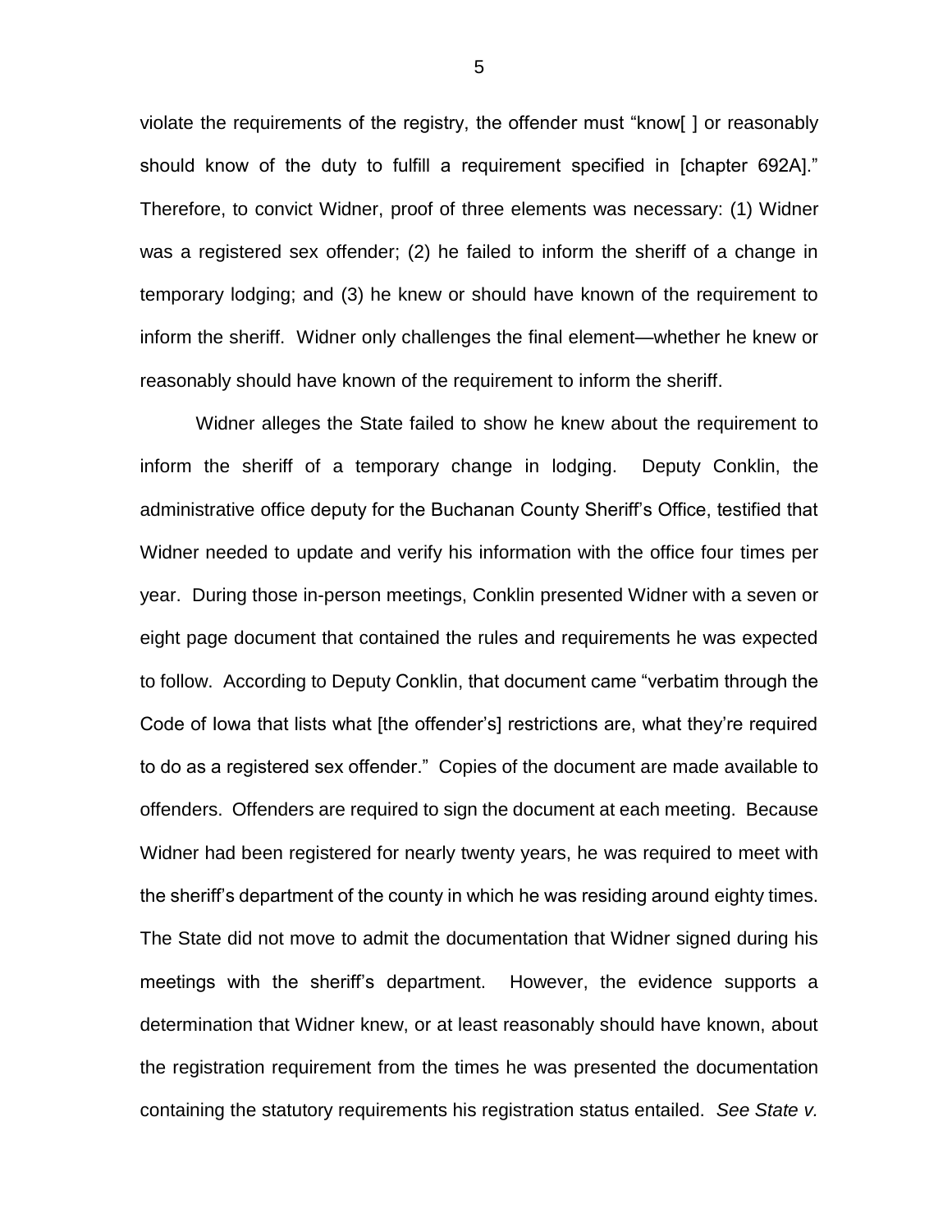violate the requirements of the registry, the offender must "know[ ] or reasonably should know of the duty to fulfill a requirement specified in [chapter 692A]." Therefore, to convict Widner, proof of three elements was necessary: (1) Widner was a registered sex offender; (2) he failed to inform the sheriff of a change in temporary lodging; and (3) he knew or should have known of the requirement to inform the sheriff. Widner only challenges the final element—whether he knew or reasonably should have known of the requirement to inform the sheriff.

Widner alleges the State failed to show he knew about the requirement to inform the sheriff of a temporary change in lodging. Deputy Conklin, the administrative office deputy for the Buchanan County Sheriff's Office, testified that Widner needed to update and verify his information with the office four times per year. During those in-person meetings, Conklin presented Widner with a seven or eight page document that contained the rules and requirements he was expected to follow. According to Deputy Conklin, that document came "verbatim through the Code of Iowa that lists what [the offender's] restrictions are, what they're required to do as a registered sex offender." Copies of the document are made available to offenders. Offenders are required to sign the document at each meeting. Because Widner had been registered for nearly twenty years, he was required to meet with the sheriff's department of the county in which he was residing around eighty times. The State did not move to admit the documentation that Widner signed during his meetings with the sheriff's department. However, the evidence supports a determination that Widner knew, or at least reasonably should have known, about the registration requirement from the times he was presented the documentation containing the statutory requirements his registration status entailed. *See State v.*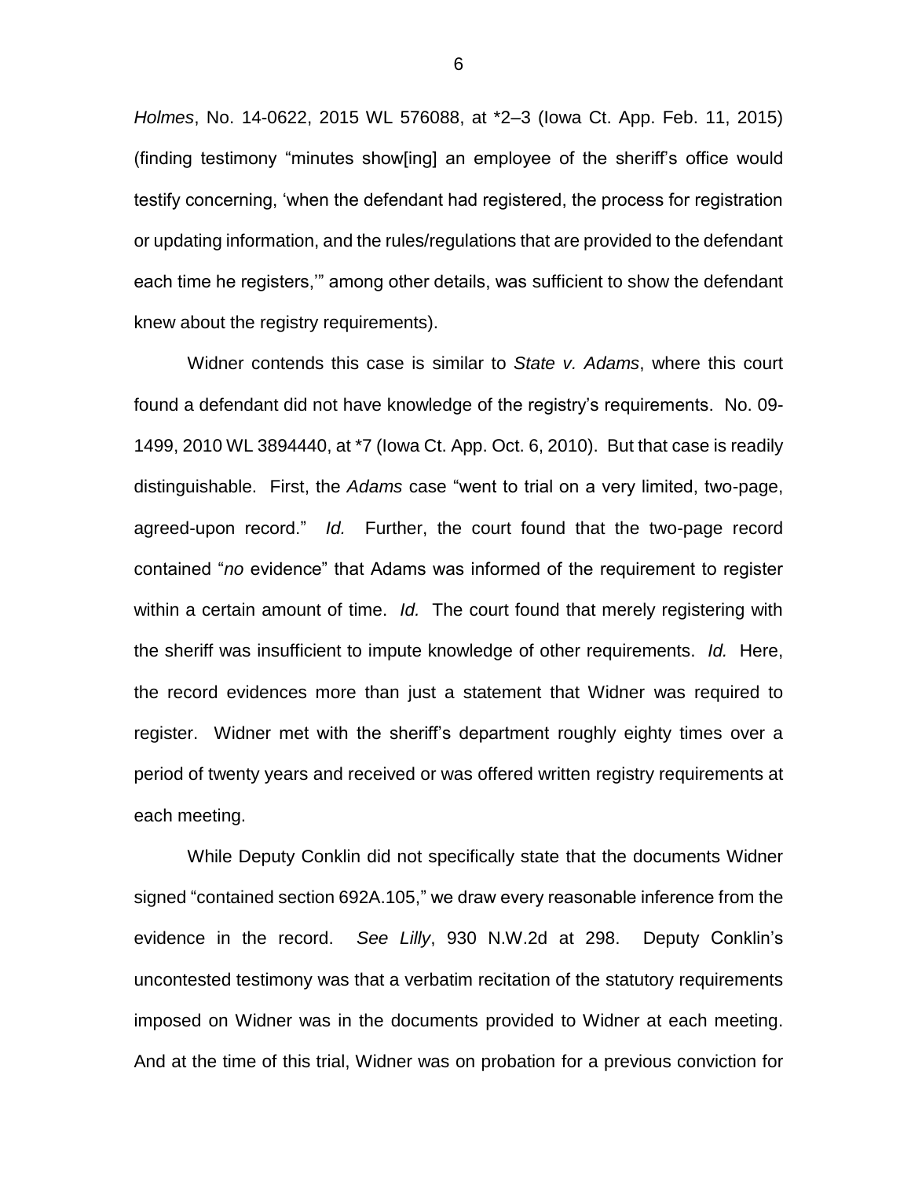*Holmes*, No. 14-0622, 2015 WL 576088, at *2–3 (Iowa Ct. App. Feb. 11, 2015) (finding testimony "minutes show[ing] an employee of the sheriff's office would testify concerning, 'when the defendant had registered, the process for registration or updating information, and the rules/regulations that are provided to the defendant each time he registers,'" among other details, was sufficient to show the defendant knew about the registry requirements).

Widner contends this case is similar to *State v. Adams*, where this court found a defendant did not have knowledge of the registry's requirements. No. 09-1499, 2010 WL 3894440, at *7 (Iowa Ct. App. Oct. 6, 2010). But that case is readily distinguishable. First, the *Adams* case "went to trial on a very limited, two-page, agreed-upon record." *Id.* Further, the court found that the two-page record contained "*no* evidence" that Adams was informed of the requirement to register within a certain amount of time. *Id.* The court found that merely registering with the sheriff was insufficient to impute knowledge of other requirements. *Id.* Here, the record evidences more than just a statement that Widner was required to register. Widner met with the sheriff's department roughly eighty times over a period of twenty years and received or was offered written registry requirements at each meeting.

While Deputy Conklin did not specifically state that the documents Widner signed "contained section 692A.105," we draw every reasonable inference from the evidence in the record. *See Lilly*, 930 N.W.2d at 298. Deputy Conklin's uncontested testimony was that a verbatim recitation of the statutory requirements imposed on Widner was in the documents provided to Widner at each meeting. And at the time of this trial, Widner was on probation for a previous conviction for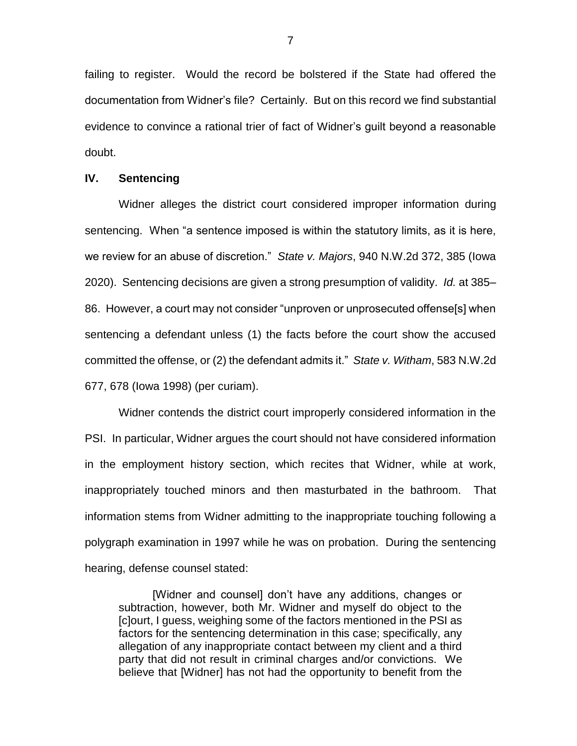failing to register. Would the record be bolstered if the State had offered the documentation from Widner's file? Certainly. But on this record we find substantial evidence to convince a rational trier of fact of Widner's guilt beyond a reasonable doubt.

## IV. Sentencing

Widner alleges the district court considered improper information during sentencing. When "a sentence imposed is within the statutory limits, as it is here, we review for an abuse of discretion." *State v. Majors*, 940 N.W.2d 372, 385 (Iowa 2020). Sentencing decisions are given a strong presumption of validity. *Id.* at 385–86. However, a court may not consider "unproven or unprosecuted offense[s] when sentencing a defendant unless (1) the facts before the court show the accused committed the offense, or (2) the defendant admits it." *State v. Witham*, 583 N.W.2d 677, 678 (Iowa 1998) (per curiam).

Widner contends the district court improperly considered information in the PSI. In particular, Widner argues the court should not have considered information in the employment history section, which recites that Widner, while at work, inappropriately touched minors and then masturbated in the bathroom. That information stems from Widner admitting to the inappropriate touching following a polygraph examination in 1997 while he was on probation. During the sentencing hearing, defense counsel stated:

> [Widner and counsel] don't have any additions, changes or subtraction, however, both Mr. Widner and myself do object to the [c]ourt, I guess, weighing some of the factors mentioned in the PSI as factors for the sentencing determination in this case; specifically, any allegation of any inappropriate contact between my client and a third party that did not result in criminal charges and/or convictions. We believe that [Widner] has not had the opportunity to benefit from the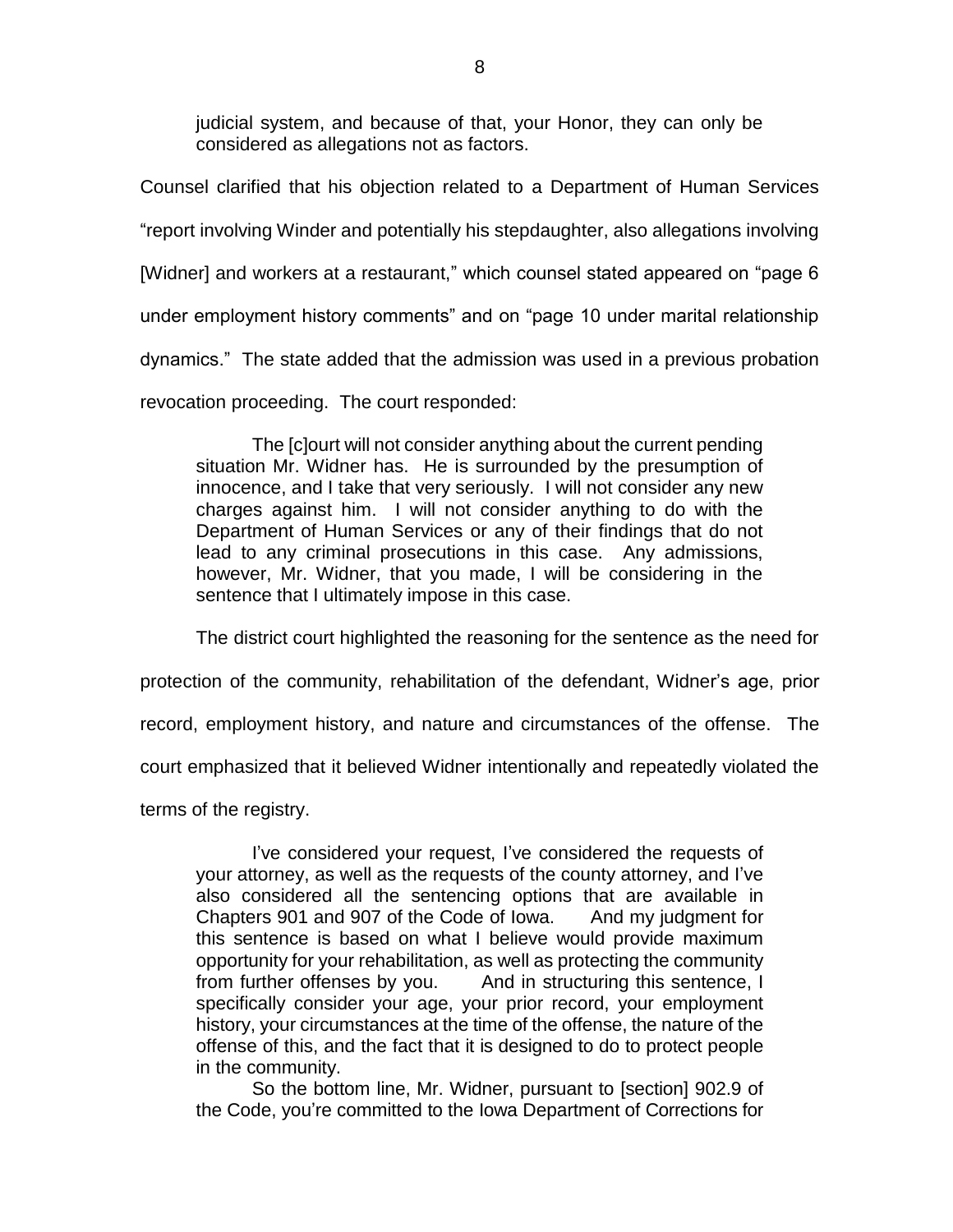> judicial system, and because of that, your Honor, they can only be considered as allegations not as factors.

Counsel clarified that his objection related to a Department of Human Services "report involving Winder and potentially his stepdaughter, also allegations involving [Widner] and workers at a restaurant," which counsel stated appeared on "page 6 under employment history comments" and on "page 10 under marital relationship dynamics." The state added that the admission was used in a previous probation revocation proceeding. The court responded:

> The [c]ourt will not consider anything about the current pending situation Mr. Widner has. He is surrounded by the presumption of innocence, and I take that very seriously. I will not consider any new charges against him. I will not consider anything to do with the Department of Human Services or any of their findings that do not lead to any criminal prosecutions in this case. Any admissions, however, Mr. Widner, that you made, I will be considering in the sentence that I ultimately impose in this case.

The district court highlighted the reasoning for the sentence as the need for protection of the community, rehabilitation of the defendant, Widner's age, prior record, employment history, and nature and circumstances of the offense. The court emphasized that it believed Widner intentionally and repeatedly violated the terms of the registry.

> I've considered your request, I've considered the requests of your attorney, as well as the requests of the county attorney, and I've also considered all the sentencing options that are available in Chapters 901 and 907 of the Code of Iowa. And my judgment for this sentence is based on what I believe would provide maximum opportunity for your rehabilitation, as well as protecting the community from further offenses by you. And in structuring this sentence, I specifically consider your age, your prior record, your employment history, your circumstances at the time of the offense, the nature of the offense of this, and the fact that it is designed to do to protect people in the community.
>
> So the bottom line, Mr. Widner, pursuant to [section] 902.9 of the Code, you're committed to the Iowa Department of Corrections for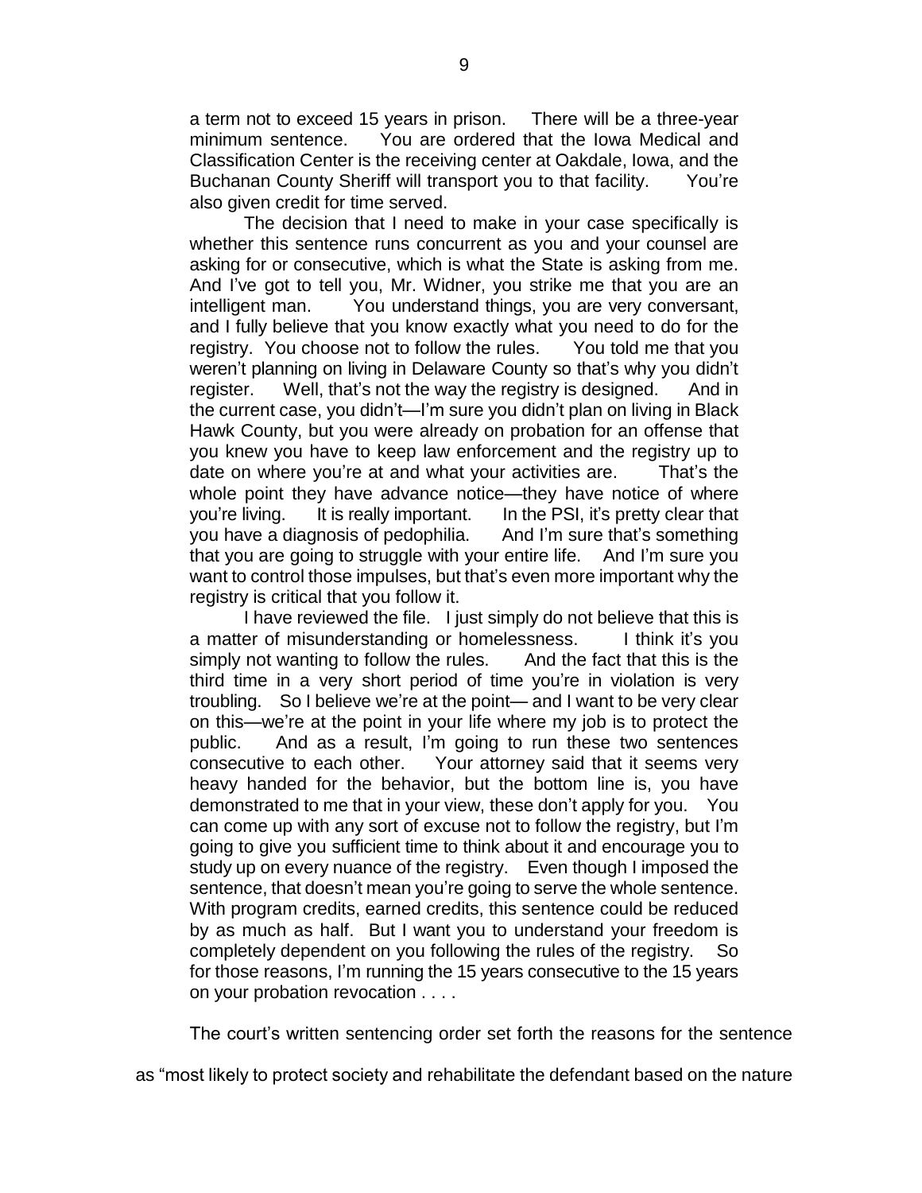a term not to exceed 15 years in prison. There will be a three-year minimum sentence. You are ordered that the Iowa Medical and Classification Center is the receiving center at Oakdale, Iowa, and the Buchanan County Sheriff will transport you to that facility. You're also given credit for time served.

The decision that I need to make in your case specifically is whether this sentence runs concurrent as you and your counsel are asking for or consecutive, which is what the State is asking from me. And I've got to tell you, Mr. Widner, you strike me that you are an intelligent man. You understand things, you are very conversant, and I fully believe that you know exactly what you need to do for the registry. You choose not to follow the rules. You told me that you weren't planning on living in Delaware County so that's why you didn't register. Well, that's not the way the registry is designed. And in the current case, you didn't—I'm sure you didn't plan on living in Black Hawk County, but you were already on probation for an offense that you knew you have to keep law enforcement and the registry up to date on where you're at and what your activities are. That's the whole point they have advance notice—they have notice of where you're living. It is really important. In the PSI, it's pretty clear that you have a diagnosis of pedophilia. And I'm sure that's something that you are going to struggle with your entire life. And I'm sure you want to control those impulses, but that's even more important why the registry is critical that you follow it.

I have reviewed the file. I just simply do not believe that this is a matter of misunderstanding or homelessness. I think it's you simply not wanting to follow the rules. And the fact that this is the third time in a very short period of time you're in violation is very troubling. So I believe we're at the point— and I want to be very clear on this—we're at the point in your life where my job is to protect the public. And as a result, I'm going to run these two sentences consecutive to each other. Your attorney said that it seems very heavy handed for the behavior, but the bottom line is, you have demonstrated to me that in your view, these don't apply for you. You can come up with any sort of excuse not to follow the registry, but I'm going to give you sufficient time to think about it and encourage you to study up on every nuance of the registry. Even though I imposed the sentence, that doesn't mean you're going to serve the whole sentence. With program credits, earned credits, this sentence could be reduced by as much as half. But I want you to understand your freedom is completely dependent on you following the rules of the registry. So for those reasons, I'm running the 15 years consecutive to the 15 years on your probation revocation . . . .

The court's written sentencing order set forth the reasons for the sentence as "most likely to protect society and rehabilitate the defendant based on the nature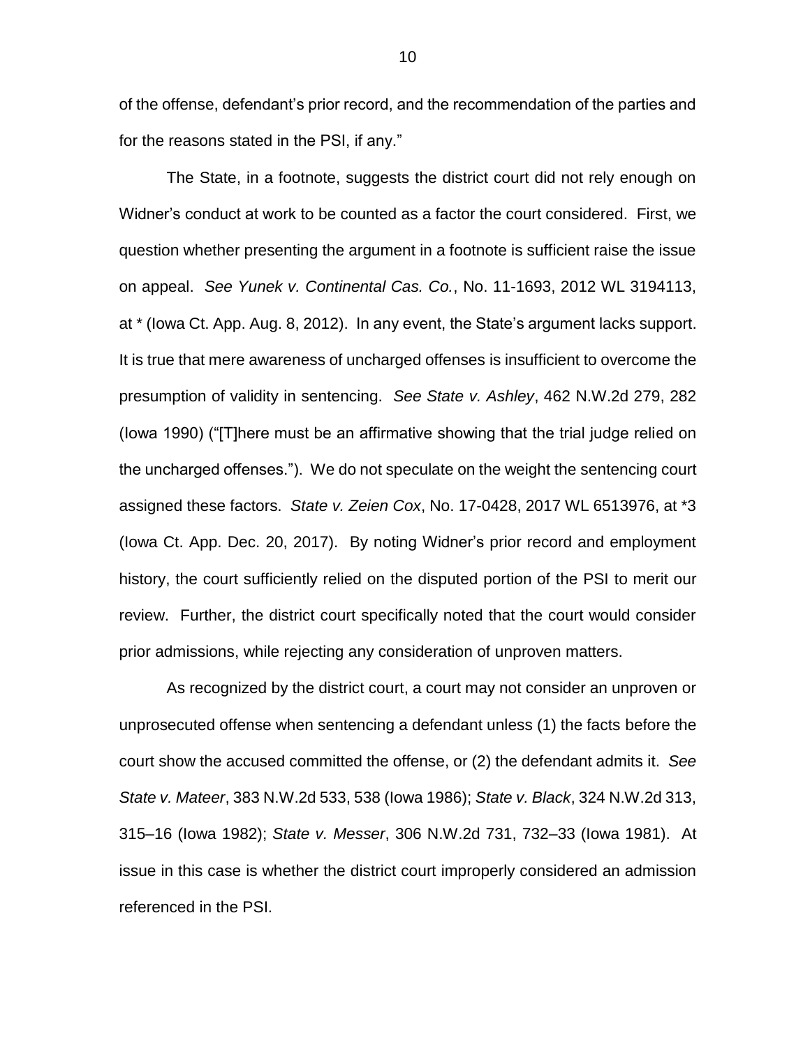of the offense, defendant's prior record, and the recommendation of the parties and for the reasons stated in the PSI, if any."

The State, in a footnote, suggests the district court did not rely enough on Widner's conduct at work to be counted as a factor the court considered. First, we question whether presenting the argument in a footnote is sufficient raise the issue on appeal. *See Yunek v. Continental Cas. Co.*, No. 11-1693, 2012 WL 3194113, at * (Iowa Ct. App. Aug. 8, 2012). In any event, the State's argument lacks support. It is true that mere awareness of uncharged offenses is insufficient to overcome the presumption of validity in sentencing. *See State v. Ashley*, 462 N.W.2d 279, 282 (Iowa 1990) ("[T]here must be an affirmative showing that the trial judge relied on the uncharged offenses."). We do not speculate on the weight the sentencing court assigned these factors. *State v. Zeien Cox*, No. 17-0428, 2017 WL 6513976, at *3 (Iowa Ct. App. Dec. 20, 2017). By noting Widner's prior record and employment history, the court sufficiently relied on the disputed portion of the PSI to merit our review. Further, the district court specifically noted that the court would consider prior admissions, while rejecting any consideration of unproven matters.

As recognized by the district court, a court may not consider an unproven or unprosecuted offense when sentencing a defendant unless (1) the facts before the court show the accused committed the offense, or (2) the defendant admits it. *See State v. Mateer*, 383 N.W.2d 533, 538 (Iowa 1986); *State v. Black*, 324 N.W.2d 313, 315–16 (Iowa 1982); *State v. Messer*, 306 N.W.2d 731, 732–33 (Iowa 1981). At issue in this case is whether the district court improperly considered an admission referenced in the PSI.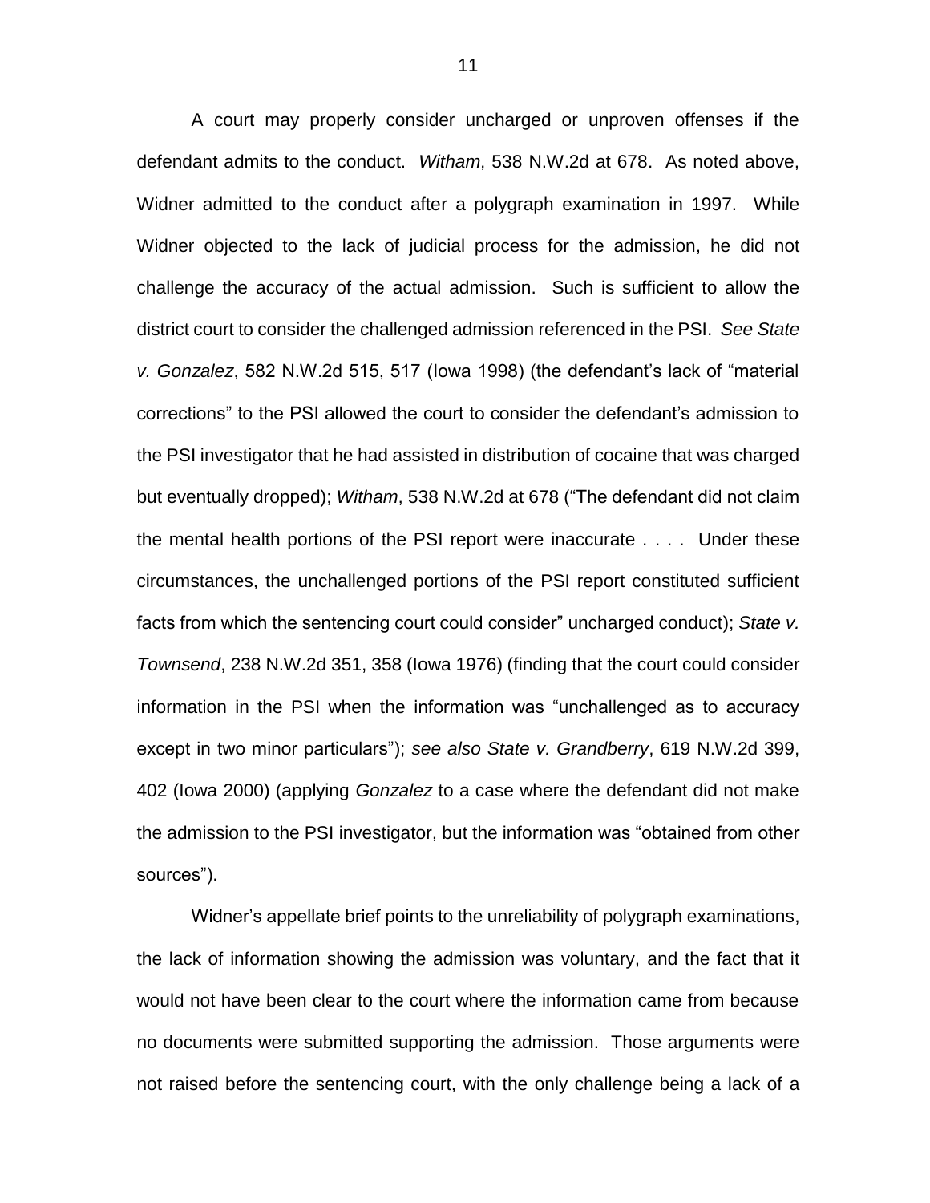A court may properly consider uncharged or unproven offenses if the defendant admits to the conduct. *Witham*, 538 N.W.2d at 678. As noted above, Widner admitted to the conduct after a polygraph examination in 1997. While Widner objected to the lack of judicial process for the admission, he did not challenge the accuracy of the actual admission. Such is sufficient to allow the district court to consider the challenged admission referenced in the PSI. *See State v. Gonzalez*, 582 N.W.2d 515, 517 (Iowa 1998) (the defendant's lack of "material corrections" to the PSI allowed the court to consider the defendant's admission to the PSI investigator that he had assisted in distribution of cocaine that was charged but eventually dropped); *Witham*, 538 N.W.2d at 678 ("The defendant did not claim the mental health portions of the PSI report were inaccurate . . . . Under these circumstances, the unchallenged portions of the PSI report constituted sufficient facts from which the sentencing court could consider" uncharged conduct); *State v. Townsend*, 238 N.W.2d 351, 358 (Iowa 1976) (finding that the court could consider information in the PSI when the information was "unchallenged as to accuracy except in two minor particulars"); *see also State v. Grandberry*, 619 N.W.2d 399, 402 (Iowa 2000) (applying *Gonzalez* to a case where the defendant did not make the admission to the PSI investigator, but the information was "obtained from other sources").

Widner's appellate brief points to the unreliability of polygraph examinations, the lack of information showing the admission was voluntary, and the fact that it would not have been clear to the court where the information came from because no documents were submitted supporting the admission. Those arguments were not raised before the sentencing court, with the only challenge being a lack of a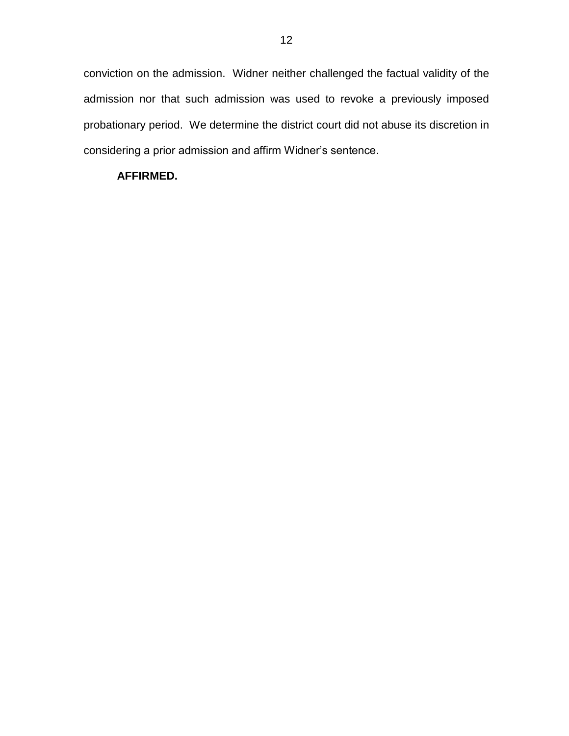conviction on the admission. Widner neither challenged the factual validity of the admission nor that such admission was used to revoke a previously imposed probationary period. We determine the district court did not abuse its discretion in considering a prior admission and affirm Widner's sentence.

**AFFIRMED.**